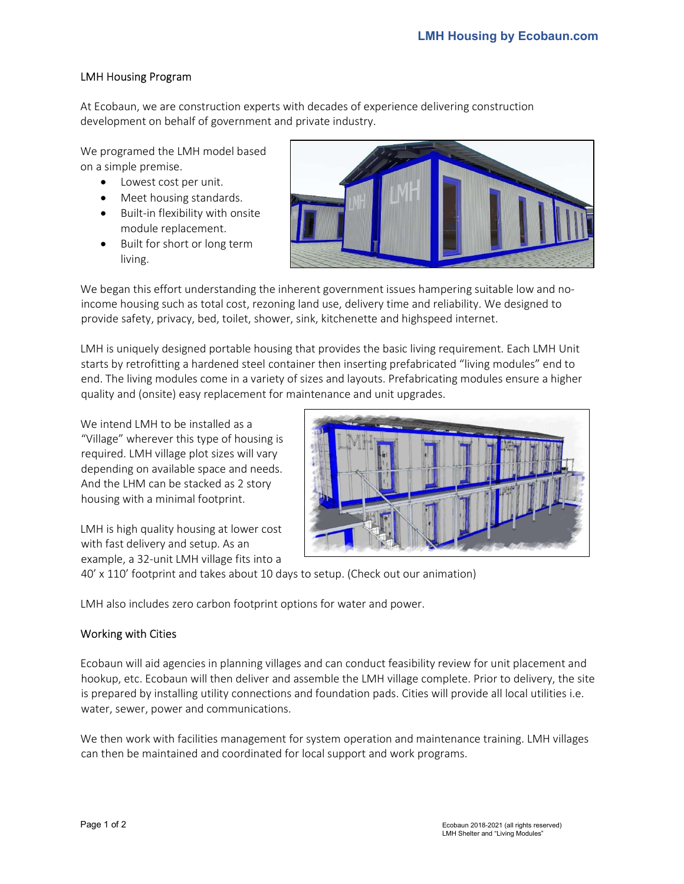LMH Housing by Ecobaun.com

## LMH Housing Program

At Ecobaun, we are construction experts with decades of experience delivering construction development on behalf of government and private industry.

We programed the LMH model based on a simple premise.

- Lowest cost per unit.
- Meet housing standards.
- Built-in flexibility with onsite module replacement.
- Built for short or long term living.

We began this effort understanding the inherent government issues hampering suitable low and no-income housing such as total cost, rezoning land use, delivery time and reliability. We designed to provide safety, privacy, bed, toilet, shower, sink, kitchenette and highspeed internet.

LMH is uniquely designed portable housing that provides the basic living requirement. Each LMH Unit starts by retrofitting a hardened steel container then inserting prefabricated "living modules" end to end. The living modules come in a variety of sizes and layouts. Prefabricating modules ensure a higher quality and (onsite) easy replacement for maintenance and unit upgrades.

We intend LMH to be installed as a "Village" wherever this type of housing is required. LMH village plot sizes will vary depending on available space and needs. And the LHM can be stacked as 2 story housing with a minimal footprint.

LMH is high quality housing at lower cost with fast delivery and setup. As an example, a 32-unit LMH village fits into a 40' x 110' footprint and takes about 10 days to setup. (Check out our animation)

LMH also includes zero carbon footprint options for water and power.

## Working with Cities

Ecobaun will aid agencies in planning villages and can conduct feasibility review for unit placement and hookup, etc. Ecobaun will then deliver and assemble the LMH village complete. Prior to delivery, the site is prepared by installing utility connections and foundation pads. Cities will provide all local utilities i.e. water, sewer, power and communications.

We then work with facilities management for system operation and maintenance training. LMH villages can then be maintained and coordinated for local support and work programs.

Ecobaun 2018-2021 (all rights reserved)
LMH Shelter and "Living Modules"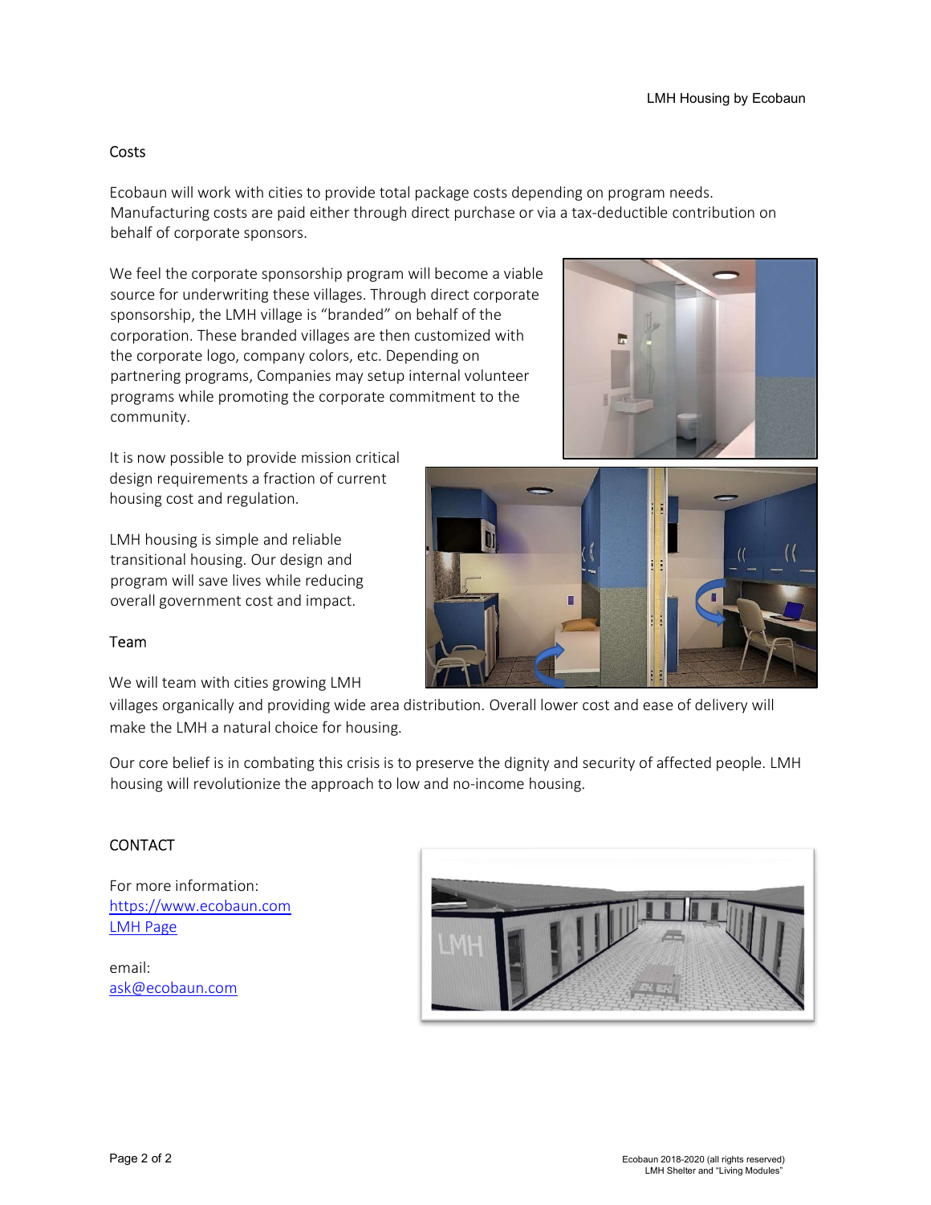## Costs

Ecobaun will work with cities to provide total package costs depending on program needs. Manufacturing costs are paid either through direct purchase or via a tax-deductible contribution on behalf of corporate sponsors.

We feel the corporate sponsorship program will become a viable source for underwriting these villages. Through direct corporate sponsorship, the LMH village is "branded" on behalf of the corporation. These branded villages are then customized with the corporate logo, company colors, etc. Depending on partnering programs, Companies may setup internal volunteer programs while promoting the corporate commitment to the community.

It is now possible to provide mission critical design requirements a fraction of current housing cost and regulation.

LMH housing is simple and reliable transitional housing. Our design and program will save lives while reducing overall government cost and impact.

## Team

We will team with cities growing LMH villages organically and providing wide area distribution. Overall lower cost and ease of delivery will make the LMH a natural choice for housing.

Our core belief is in combating this crisis is to preserve the dignity and security of affected people. LMH housing will revolutionize the approach to low and no-income housing.

## CONTACT

For more information:
[https://www.ecobaun.com](https://www.ecobaun.com)
LMH Page

email:
[ask@ecobaun.com](mailto:ask@ecobaun.com)

Ecobaun 2018-2020 (all rights reserved)
LMH Shelter and "Living Modules"